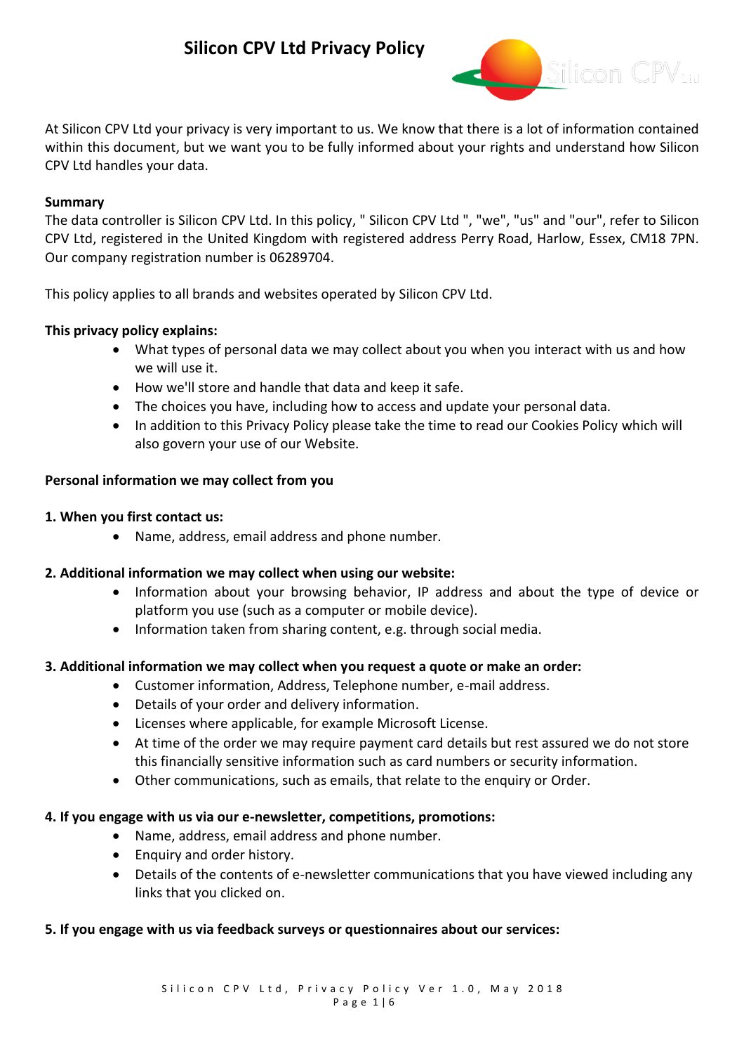# Silicon CPV Ltd Privacy Policy

At Silicon CPV Ltd your privacy is very important to us. We know that there is a lot of information contained within this document, but we want you to be fully informed about your rights and understand how Silicon CPV Ltd handles your data.

**Summary**

The data controller is Silicon CPV Ltd. In this policy, " Silicon CPV Ltd ", "we", "us" and "our", refer to Silicon CPV Ltd, registered in the United Kingdom with registered address Perry Road, Harlow, Essex, CM18 7PN. Our company registration number is 06289704.

This policy applies to all brands and websites operated by Silicon CPV Ltd.

**This privacy policy explains:**

- What types of personal data we may collect about you when you interact with us and how we will use it.
- How we'll store and handle that data and keep it safe.
- The choices you have, including how to access and update your personal data.
- In addition to this Privacy Policy please take the time to read our Cookies Policy which will also govern your use of our Website.

**Personal information we may collect from you**

**1. When you first contact us:**

- Name, address, email address and phone number.

**2. Additional information we may collect when using our website:**

- Information about your browsing behavior, IP address and about the type of device or platform you use (such as a computer or mobile device).
- Information taken from sharing content, e.g. through social media.

**3. Additional information we may collect when you request a quote or make an order:**

- Customer information, Address, Telephone number, e-mail address.
- Details of your order and delivery information.
- Licenses where applicable, for example Microsoft License.
- At time of the order we may require payment card details but rest assured we do not store this financially sensitive information such as card numbers or security information.
- Other communications, such as emails, that relate to the enquiry or Order.

**4. If you engage with us via our e-newsletter, competitions, promotions:**

- Name, address, email address and phone number.
- Enquiry and order history.
- Details of the contents of e-newsletter communications that you have viewed including any links that you clicked on.

**5. If you engage with us via feedback surveys or questionnaires about our services:**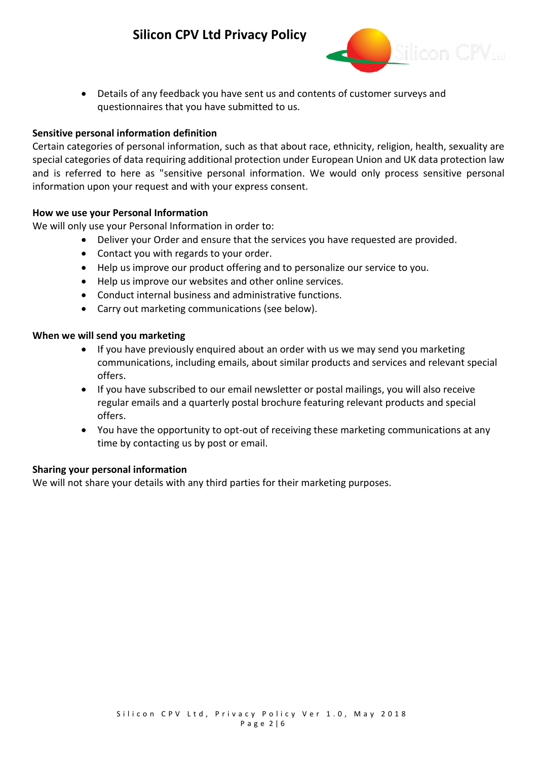- Details of any feedback you have sent us and contents of customer surveys and questionnaires that you have submitted to us.

**Sensitive personal information definition**

Certain categories of personal information, such as that about race, ethnicity, religion, health, sexuality are special categories of data requiring additional protection under European Union and UK data protection law and is referred to here as "sensitive personal information. We would only process sensitive personal information upon your request and with your express consent.

**How we use your Personal Information**

We will only use your Personal Information in order to:

- Deliver your Order and ensure that the services you have requested are provided.
- Contact you with regards to your order.
- Help us improve our product offering and to personalize our service to you.
- Help us improve our websites and other online services.
- Conduct internal business and administrative functions.
- Carry out marketing communications (see below).

**When we will send you marketing**

- If you have previously enquired about an order with us we may send you marketing communications, including emails, about similar products and services and relevant special offers.
- If you have subscribed to our email newsletter or postal mailings, you will also receive regular emails and a quarterly postal brochure featuring relevant products and special offers.
- You have the opportunity to opt-out of receiving these marketing communications at any time by contacting us by post or email.

**Sharing your personal information**

We will not share your details with any third parties for their marketing purposes.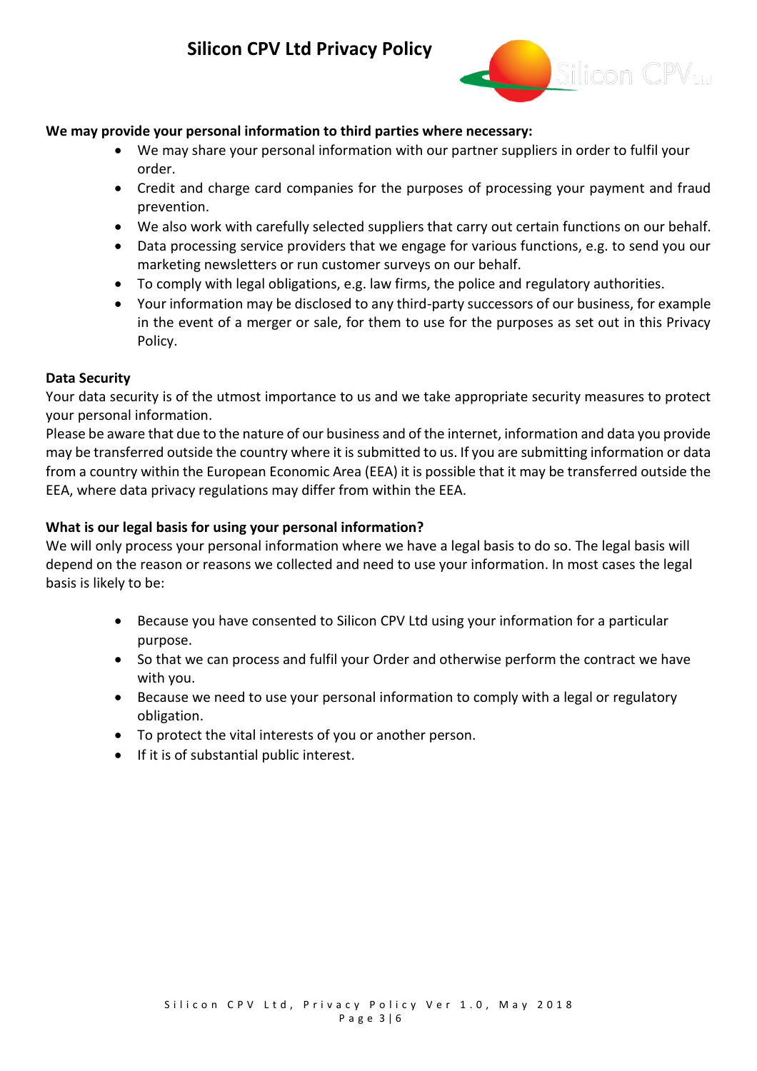**We may provide your personal information to third parties where necessary:**

- We may share your personal information with our partner suppliers in order to fulfil your order.
- Credit and charge card companies for the purposes of processing your payment and fraud prevention.
- We also work with carefully selected suppliers that carry out certain functions on our behalf.
- Data processing service providers that we engage for various functions, e.g. to send you our marketing newsletters or run customer surveys on our behalf.
- To comply with legal obligations, e.g. law firms, the police and regulatory authorities.
- Your information may be disclosed to any third-party successors of our business, for example in the event of a merger or sale, for them to use for the purposes as set out in this Privacy Policy.

**Data Security**

Your data security is of the utmost importance to us and we take appropriate security measures to protect your personal information.

Please be aware that due to the nature of our business and of the internet, information and data you provide may be transferred outside the country where it is submitted to us. If you are submitting information or data from a country within the European Economic Area (EEA) it is possible that it may be transferred outside the EEA, where data privacy regulations may differ from within the EEA.

**What is our legal basis for using your personal information?**

We will only process your personal information where we have a legal basis to do so. The legal basis will depend on the reason or reasons we collected and need to use your information. In most cases the legal basis is likely to be:

- Because you have consented to Silicon CPV Ltd using your information for a particular purpose.
- So that we can process and fulfil your Order and otherwise perform the contract we have with you.
- Because we need to use your personal information to comply with a legal or regulatory obligation.
- To protect the vital interests of you or another person.
- If it is of substantial public interest.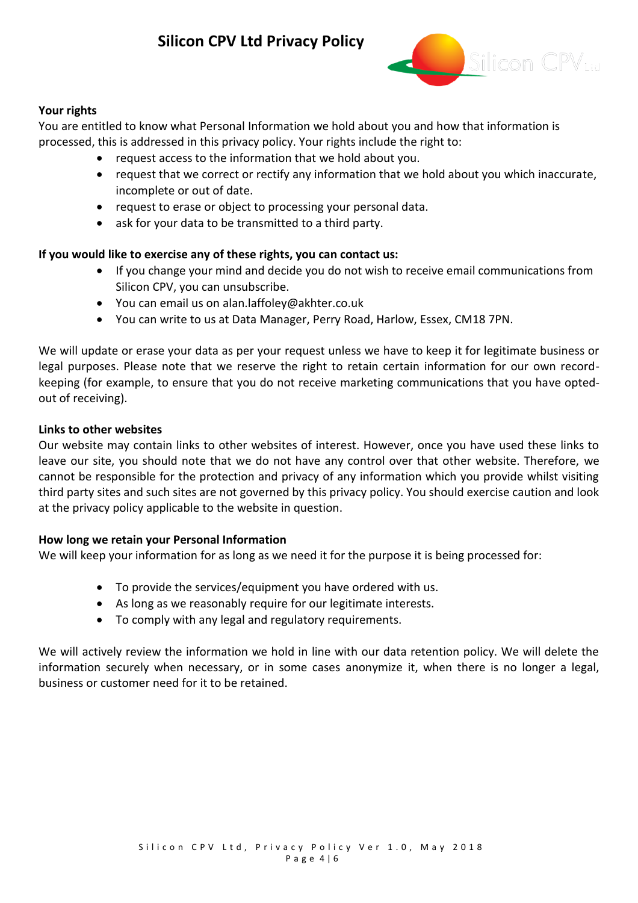**Your rights**

You are entitled to know what Personal Information we hold about you and how that information is processed, this is addressed in this privacy policy. Your rights include the right to:

- request access to the information that we hold about you.
- request that we correct or rectify any information that we hold about you which inaccurate, incomplete or out of date.
- request to erase or object to processing your personal data.
- ask for your data to be transmitted to a third party.

**If you would like to exercise any of these rights, you can contact us:**

- If you change your mind and decide you do not wish to receive email communications from Silicon CPV, you can unsubscribe.
- You can email us on alan.laffoley@akhter.co.uk
- You can write to us at Data Manager, Perry Road, Harlow, Essex, CM18 7PN.

We will update or erase your data as per your request unless we have to keep it for legitimate business or legal purposes. Please note that we reserve the right to retain certain information for our own record-keeping (for example, to ensure that you do not receive marketing communications that you have opted-out of receiving).

**Links to other websites**

Our website may contain links to other websites of interest. However, once you have used these links to leave our site, you should note that we do not have any control over that other website. Therefore, we cannot be responsible for the protection and privacy of any information which you provide whilst visiting third party sites and such sites are not governed by this privacy policy. You should exercise caution and look at the privacy policy applicable to the website in question.

**How long we retain your Personal Information**

We will keep your information for as long as we need it for the purpose it is being processed for:

- To provide the services/equipment you have ordered with us.
- As long as we reasonably require for our legitimate interests.
- To comply with any legal and regulatory requirements.

We will actively review the information we hold in line with our data retention policy. We will delete the information securely when necessary, or in some cases anonymize it, when there is no longer a legal, business or customer need for it to be retained.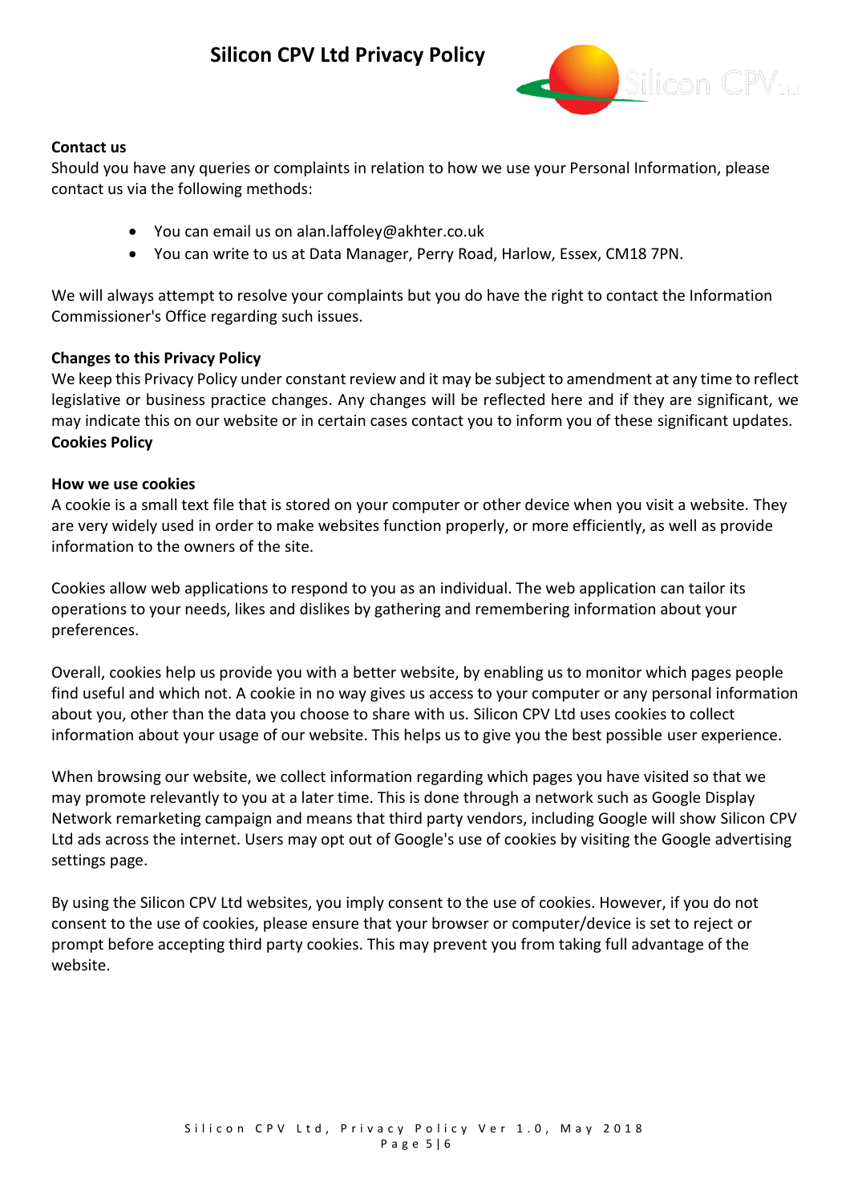**Contact us**

Should you have any queries or complaints in relation to how we use your Personal Information, please contact us via the following methods:

- You can email us on alan.laffoley@akhter.co.uk
- You can write to us at Data Manager, Perry Road, Harlow, Essex, CM18 7PN.

We will always attempt to resolve your complaints but you do have the right to contact the Information Commissioner's Office regarding such issues.

**Changes to this Privacy Policy**

We keep this Privacy Policy under constant review and it may be subject to amendment at any time to reflect legislative or business practice changes. Any changes will be reflected here and if they are significant, we may indicate this on our website or in certain cases contact you to inform you of these significant updates.

**Cookies Policy**

**How we use cookies**

A cookie is a small text file that is stored on your computer or other device when you visit a website. They are very widely used in order to make websites function properly, or more efficiently, as well as provide information to the owners of the site.

Cookies allow web applications to respond to you as an individual. The web application can tailor its operations to your needs, likes and dislikes by gathering and remembering information about your preferences.

Overall, cookies help us provide you with a better website, by enabling us to monitor which pages people find useful and which not. A cookie in no way gives us access to your computer or any personal information about you, other than the data you choose to share with us. Silicon CPV Ltd uses cookies to collect information about your usage of our website. This helps us to give you the best possible user experience.

When browsing our website, we collect information regarding which pages you have visited so that we may promote relevantly to you at a later time. This is done through a network such as Google Display Network remarketing campaign and means that third party vendors, including Google will show Silicon CPV Ltd ads across the internet. Users may opt out of Google's use of cookies by visiting the Google advertising settings page.

By using the Silicon CPV Ltd websites, you imply consent to the use of cookies. However, if you do not consent to the use of cookies, please ensure that your browser or computer/device is set to reject or prompt before accepting third party cookies. This may prevent you from taking full advantage of the website.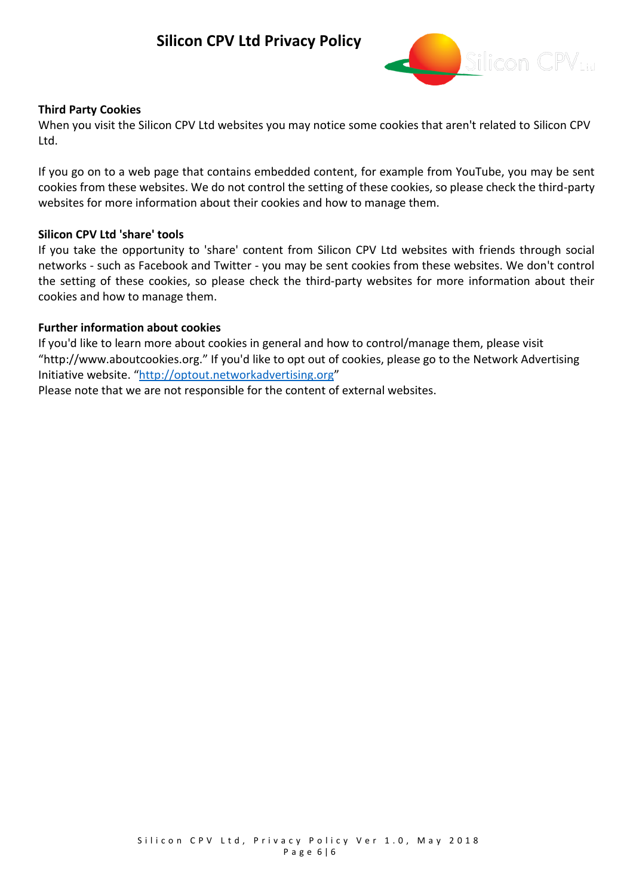### Third Party Cookies

When you visit the Silicon CPV Ltd websites you may notice some cookies that aren't related to Silicon CPV Ltd.

If you go on to a web page that contains embedded content, for example from YouTube, you may be sent cookies from these websites. We do not control the setting of these cookies, so please check the third-party websites for more information about their cookies and how to manage them.

### Silicon CPV Ltd 'share' tools

If you take the opportunity to 'share' content from Silicon CPV Ltd websites with friends through social networks - such as Facebook and Twitter - you may be sent cookies from these websites. We don't control the setting of these cookies, so please check the third-party websites for more information about their cookies and how to manage them.

### Further information about cookies

If you'd like to learn more about cookies in general and how to control/manage them, please visit "http://www.aboutcookies.org." If you'd like to opt out of cookies, please go to the Network Advertising Initiative website. "[http://optout.networkadvertising.org](http://optout.networkadvertising.org)"

Please note that we are not responsible for the content of external websites.